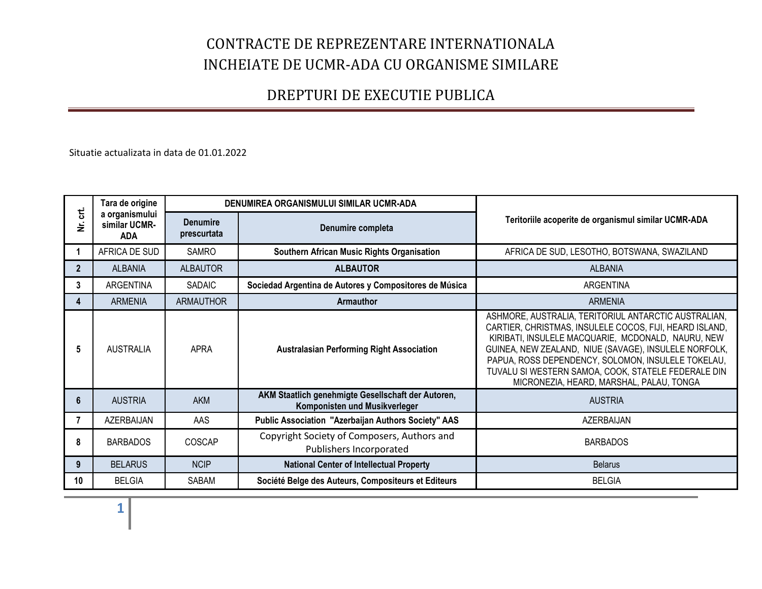# CONTRACTE DE REPREZENTARE INTERNATIONALA INCHEIATE DE UCMR-ADA CU ORGANISME SIMILARE

## DREPTURI DE EXECUTIE PUBLICA

Situatie actualizata in data de 01.01.2022

| Nr. crt. | Tara de origine a organismului similar UCMR-ADA | DENUMIREA ORGANISMULUI SIMILAR UCMR-ADA | | Teritoriile acoperite de organismul similar UCMR-ADA |
|---|---|---|---|---|
| | | Denumire prescurtata | Denumire completa | |
| 1 | AFRICA DE SUD | SAMRO | **Southern African Music Rights Organisation** | AFRICA DE SUD, LESOTHO, BOTSWANA, SWAZILAND |
| 2 | ALBANIA | ALBAUTOR | **ALBAUTOR** | ALBANIA |
| 3 | ARGENTINA | SADAIC | **Sociedad Argentina de Autores y Compositores de Música** | ARGENTINA |
| 4 | ARMENIA | ARMAUTHOR | **Armauthor** | ARMENIA |
| 5 | AUSTRALIA | APRA | **Australasian Performing Right Association** | ASHMORE, AUSTRALIA, TERITORIUL ANTARCTIC AUSTRALIAN, CARTIER, CHRISTMAS, INSULELE COCOS, FIJI, HEARD ISLAND, KIRIBATI, INSULELE MACQUARIE, MCDONALD, NAURU, NEW GUINEA, NEW ZEALAND, NIUE (SAVAGE), INSULELE NORFOLK, PAPUA, ROSS DEPENDENCY, SOLOMON, INSULELE TOKELAU, TUVALU SI WESTERN SAMOA, COOK, STATELE FEDERALE DIN MICRONEZIA, HEARD, MARSHAL, PALAU, TONGA |
| 6 | AUSTRIA | AKM | **AKM Staatlich genehmigte Gesellschaft der Autoren, Komponisten und Musikverleger** | AUSTRIA |
| 7 | AZERBAIJAN | AAS | **Public Association "Azerbaijan Authors Society" AAS** | AZERBAIJAN |
| 8 | BARBADOS | COSCAP | Copyright Society of Composers, Authors and Publishers Incorporated | BARBADOS |
| 9 | BELARUS | NCIP | **National Center of Intellectual Property** | Belarus |
| 10 | BELGIA | SABAM | **Société Belge des Auteurs, Compositeurs et Editeurs** | BELGIA |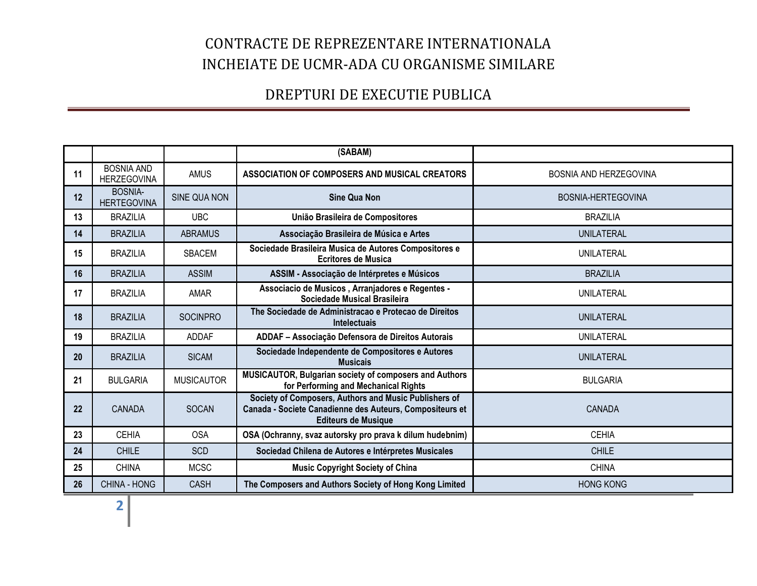# CONTRACTE DE REPREZENTARE INTERNATIONALA INCHEIATE DE UCMR-ADA CU ORGANISME SIMILARE

## DREPTURI DE EXECUTIE PUBLICA

| | | | | |
|---|---|---|---|---|
| | | | **(SABAM)** | |
| 11 | BOSNIA AND HERZEGOVINA | AMUS | **ASSOCIATION OF COMPOSERS AND MUSICAL CREATORS** | BOSNIA AND HERZEGOVINA |
| 12 | BOSNIA-HERTEGOVINA | SINE QUA NON | **Sine Qua Non** | BOSNIA-HERTEGOVINA |
| 13 | BRAZILIA | UBC | **União Brasileira de Compositores** | BRAZILIA |
| 14 | BRAZILIA | ABRAMUS | **Associação Brasileira de Música e Artes** | UNILATERAL |
| 15 | BRAZILIA | SBACEM | **Sociedade Brasileira Musica de Autores Compositores e Ecritores de Musica** | UNILATERAL |
| 16 | BRAZILIA | ASSIM | **ASSIM - Associação de Intérpretes e Músicos** | BRAZILIA |
| 17 | BRAZILIA | AMAR | **Associacio de Musicos , Arranjadores e Regentes - Sociedade Musical Brasileira** | UNILATERAL |
| 18 | BRAZILIA | SOCINPRO | **The Sociedade de Administracao e Protecao de Direitos Intelectuais** | UNILATERAL |
| 19 | BRAZILIA | ADDAF | **ADDAF – Associação Defensora de Direitos Autorais** | UNILATERAL |
| 20 | BRAZILIA | SICAM | **Sociedade Independente de Compositores e Autores Musicais** | UNILATERAL |
| 21 | BULGARIA | MUSICAUTOR | **MUSICAUTOR, Bulgarian society of composers and Authors for Performing and Mechanical Rights** | BULGARIA |
| 22 | CANADA | SOCAN | **Society of Composers, Authors and Music Publishers of Canada - Societe Canadienne des Auteurs, Compositeurs et Editeurs de Musique** | CANADA |
| 23 | CEHIA | OSA | **OSA (Ochranny, svaz autorsky pro prava k dilum hudebnim)** | CEHIA |
| 24 | CHILE | SCD | **Sociedad Chilena de Autores e Intérpretes Musicales** | CHILE |
| 25 | CHINA | MCSC | **Music Copyright Society of China** | CHINA |
| 26 | CHINA - HONG | CASH | **The Composers and Authors Society of Hong Kong Limited** | HONG KONG |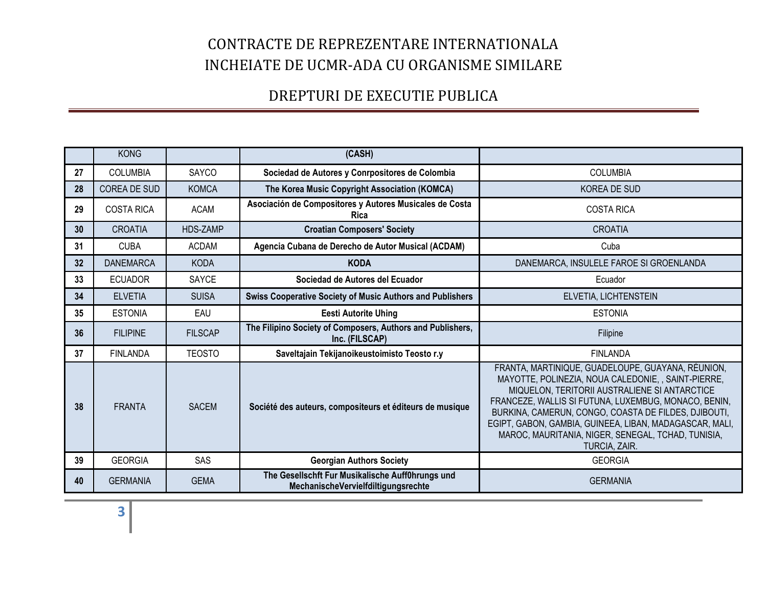# CONTRACTE DE REPREZENTARE INTERNATIONALA
# INCHEIATE DE UCMR-ADA CU ORGANISME SIMILARE

## DREPTURI DE EXECUTIE PUBLICA

| | | | | |
|---|---|---|---|---|
| | KONG | | **(CASH)** | |
| 27 | COLUMBIA | SAYCO | **Sociedad de Autores y Conrpositores de Colombia** | COLUMBIA |
| 28 | COREA DE SUD | KOMCA | **The Korea Music Copyright Association (KOMCA)** | KOREA DE SUD |
| 29 | COSTA RICA | ACAM | **Asociación de Compositores y Autores Musicales de Costa Rica** | COSTA RICA |
| 30 | CROATIA | HDS-ZAMP | **Croatian Composers' Society** | CROATIA |
| 31 | CUBA | ACDAM | **Agencia Cubana de Derecho de Autor Musical (ACDAM)** | Cuba |
| 32 | DANEMARCA | KODA | **KODA** | DANEMARCA, INSULELE FAROE SI GROENLANDA |
| 33 | ECUADOR | SAYCE | **Sociedad de Autores del Ecuador** | Ecuador |
| 34 | ELVETIA | SUISA | **Swiss Cooperative Society of Music Authors and Publishers** | ELVETIA, LICHTENSTEIN |
| 35 | ESTONIA | EAU | **Eesti Autorite Uhing** | ESTONIA |
| 36 | FILIPINE | FILSCAP | **The Filipino Society of Composers, Authors and Publishers, Inc. (FILSCAP)** | Filipine |
| 37 | FINLANDA | TEOSTO | **Saveltajain Tekijanoikeustoimisto Teosto r.y** | FINLANDA |
| 38 | FRANTA | SACEM | **Société des auteurs, compositeurs et éditeurs de musique** | FRANTA, MARTINIQUE, GUADELOUPE, GUAYANA, RÉUNION, MAYOTTE, POLINEZIA, NOUA CALEDONIE, , SAINT-PIERRE, MIQUELON, TERITORII AUSTRALIENE SI ANTARCTICE FRANCEZE, WALLIS SI FUTUNA, LUXEMBUG, MONACO, BENIN, BURKINA, CAMERUN, CONGO, COASTA DE FILDES, DJIBOUTI, EGIPT, GABON, GAMBIA, GUINEEA, LIBAN, MADAGASCAR, MALI, MAROC, MAURITANIA, NIGER, SENEGAL, TCHAD, TUNISIA, TURCIA, ZAIR. |
| 39 | GEORGIA | SAS | **Georgian Authors Society** | GEORGIA |
| 40 | GERMANIA | GEMA | **The Gesellschft Fur Musikalische Auff0hrungs und MechanischeVervielfdiltigungsrechte** | GERMANIA |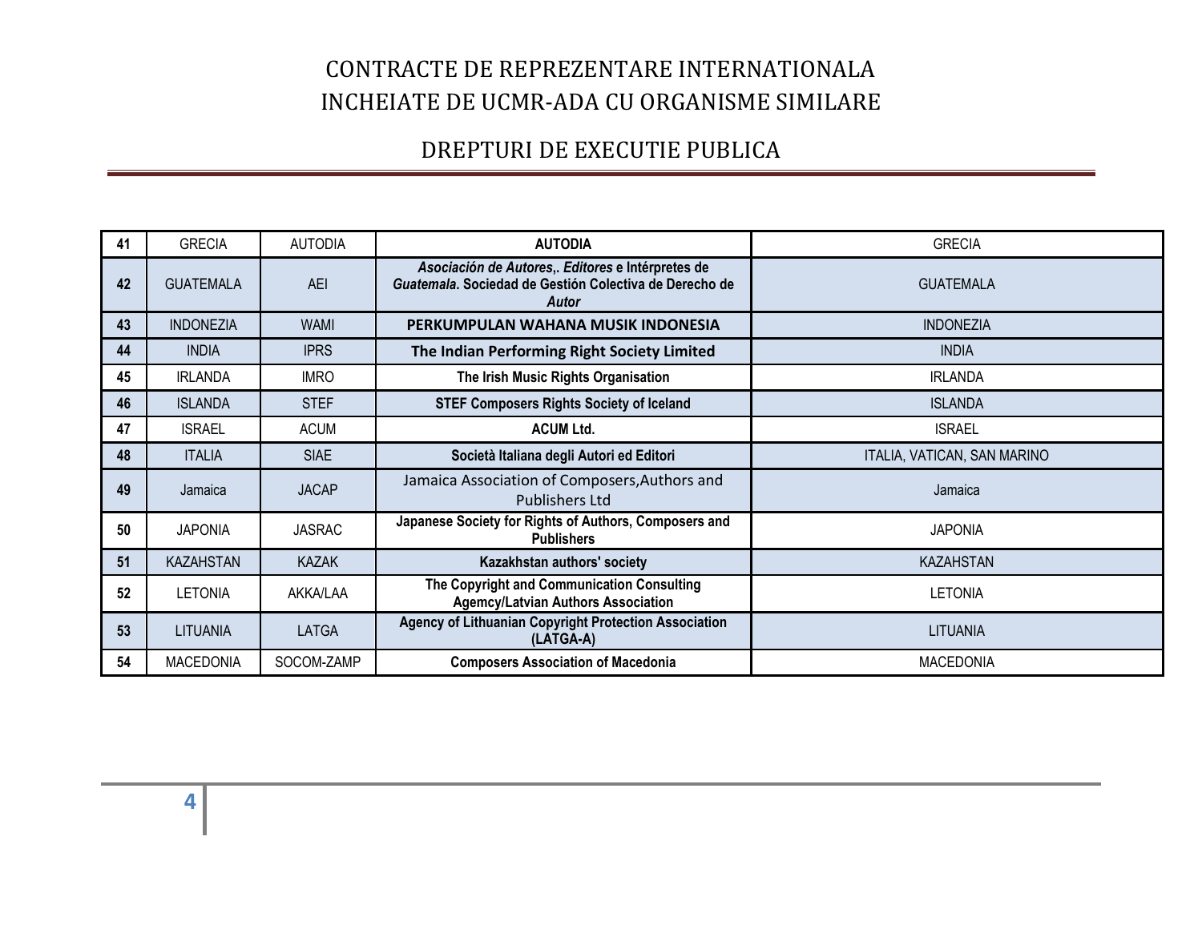# CONTRACTE DE REPREZENTARE INTERNATIONALA INCHEIATE DE UCMR-ADA CU ORGANISME SIMILARE

## DREPTURI DE EXECUTIE PUBLICA

| | | | | |
|---|---|---|---|---|
| 41 | GRECIA | AUTODIA | **AUTODIA** | GRECIA |
| 42 | GUATEMALA | AEI | ***Asociación de Autores,. Editores* e Intérpretes de *Guatemala*. Sociedad de Gestión Colectiva de Derecho de *Autor*** | GUATEMALA |
| 43 | INDONEZIA | WAMI | **PERKUMPULAN WAHANA MUSIK INDONESIA** | INDONEZIA |
| 44 | INDIA | IPRS | **The Indian Performing Right Society Limited** | INDIA |
| 45 | IRLANDA | IMRO | **The Irish Music Rights Organisation** | IRLANDA |
| 46 | ISLANDA | STEF | **STEF Composers Rights Society of Iceland** | ISLANDA |
| 47 | ISRAEL | ACUM | **ACUM Ltd.** | ISRAEL |
| 48 | ITALIA | SIAE | **Società Italiana degli Autori ed Editori** | ITALIA, VATICAN, SAN MARINO |
| 49 | Jamaica | JACAP | Jamaica Association of Composers,Authors and Publishers Ltd | Jamaica |
| 50 | JAPONIA | JASRAC | **Japanese Society for Rights of Authors, Composers and Publishers** | JAPONIA |
| 51 | KAZAHSTAN | KAZAK | **Kazakhstan authors' society** | KAZAHSTAN |
| 52 | LETONIA | AKKA/LAA | **The Copyright and Communication Consulting Agemcy/Latvian Authors Association** | LETONIA |
| 53 | LITUANIA | LATGA | **Agency of Lithuanian Copyright Protection Association (LATGA-A)** | LITUANIA |
| 54 | MACEDONIA | SOCOM-ZAMP | **Composers Association of Macedonia** | MACEDONIA |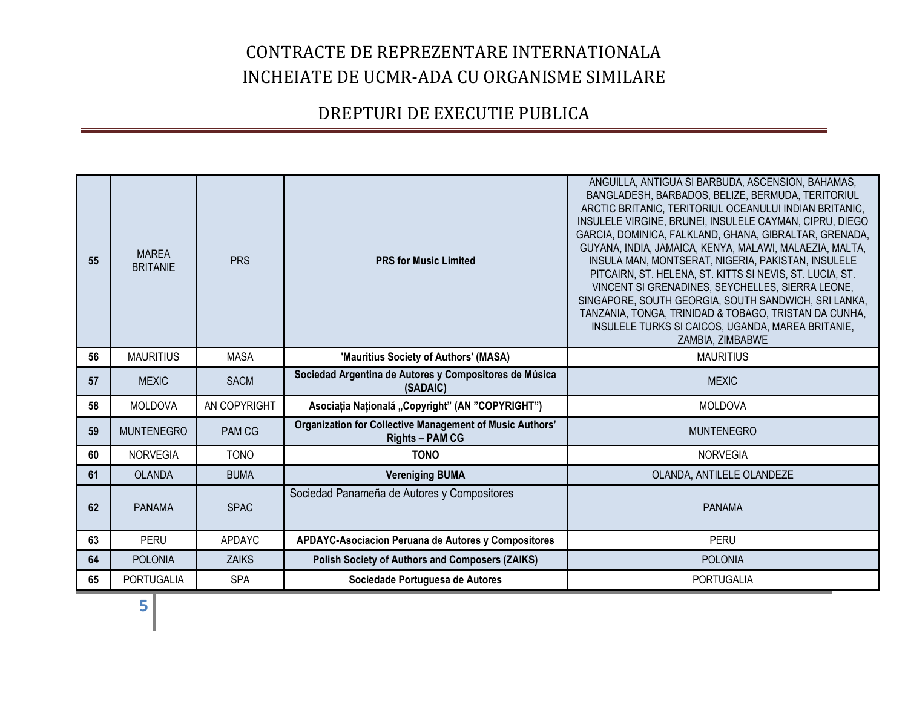# CONTRACTE DE REPREZENTARE INTERNATIONALA INCHEIATE DE UCMR-ADA CU ORGANISME SIMILARE

## DREPTURI DE EXECUTIE PUBLICA

| | | | | |
|---|---|---|---|---|
| **55** | MAREA BRITANIE | PRS | **PRS for Music Limited** | ANGUILLA, ANTIGUA SI BARBUDA, ASCENSION, BAHAMAS, BANGLADESH, BARBADOS, BELIZE, BERMUDA, TERITORIUL ARCTIC BRITANIC, TERITORIUL OCEANULUI INDIAN BRITANIC, INSULELE VIRGINE, BRUNEI, INSULELE CAYMAN, CIPRU, DIEGO GARCIA, DOMINICA, FALKLAND, GHANA, GIBRALTAR, GRENADA, GUYANA, INDIA, JAMAICA, KENYA, MALAWI, MALAEZIA, MALTA, INSULA MAN, MONTSERAT, NIGERIA, PAKISTAN, INSULELE PITCAIRN, ST. HELENA, ST. KITTS SI NEVIS, ST. LUCIA, ST. VINCENT SI GRENADINES, SEYCHELLES, SIERRA LEONE, SINGAPORE, SOUTH GEORGIA, SOUTH SANDWICH, SRI LANKA, TANZANIA, TONGA, TRINIDAD & TOBAGO, TRISTAN DA CUNHA, INSULELE TURKS SI CAICOS, UGANDA, MAREA BRITANIE, ZAMBIA, ZIMBABWE |
| **56** | MAURITIUS | MASA | **'Mauritius Society of Authors' (MASA)** | MAURITIUS |
| **57** | MEXIC | SACM | **Sociedad Argentina de Autores y Compositores de Música (SADAIC)** | MEXIC |
| **58** | MOLDOVA | AN COPYRIGHT | **Asociația Națională „Copyright" (AN "COPYRIGHT")** | MOLDOVA |
| **59** | MUNTENEGRO | PAM CG | **Organization for Collective Management of Music Authors' Rights – PAM CG** | MUNTENEGRO |
| **60** | NORVEGIA | TONO | **TONO** | NORVEGIA |
| **61** | OLANDA | BUMA | **Vereniging BUMA** | OLANDA, ANTILELE OLANDEZE |
| **62** | PANAMA | SPAC | Sociedad Panameña de Autores y Compositores | PANAMA |
| **63** | PERU | APDAYC | **APDAYC-Asociacion Peruana de Autores y Compositores** | PERU |
| **64** | POLONIA | ZAIKS | **Polish Society of Authors and Composers (ZAIKS)** | POLONIA |
| **65** | PORTUGALIA | SPA | **Sociedade Portuguesa de Autores** | PORTUGALIA |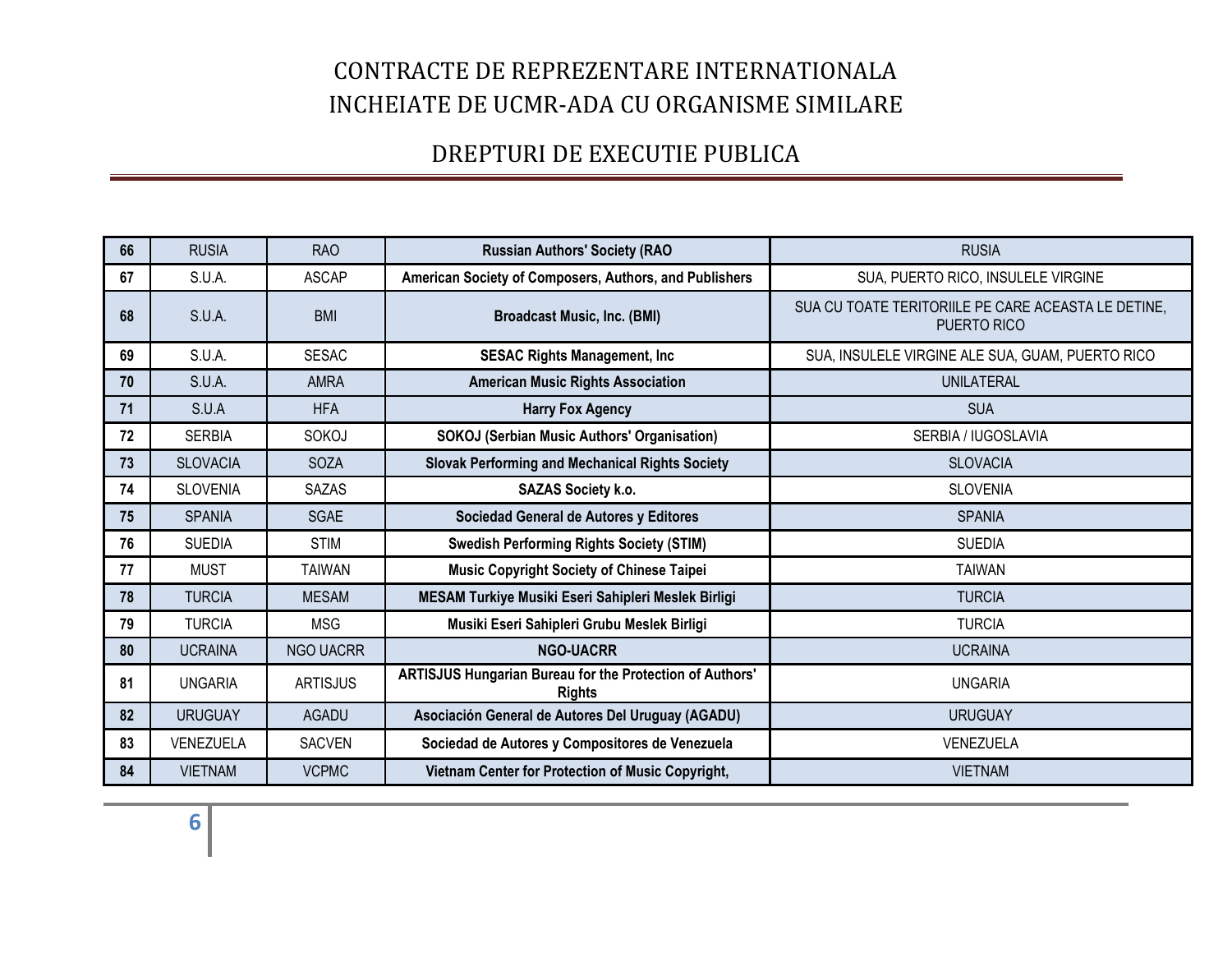# CONTRACTE DE REPREZENTARE INTERNATIONALA INCHEIATE DE UCMR-ADA CU ORGANISME SIMILARE

## DREPTURI DE EXECUTIE PUBLICA

| | | | | |
|---|---|---|---|---|
| **66** | RUSIA | RAO | **Russian Authors' Society (RAO** | RUSIA |
| **67** | S.U.A. | ASCAP | **American Society of Composers, Authors, and Publishers** | SUA, PUERTO RICO, INSULELE VIRGINE |
| **68** | S.U.A. | BMI | **Broadcast Music, Inc. (BMI)** | SUA CU TOATE TERITORIILE PE CARE ACEASTA LE DETINE, PUERTO RICO |
| **69** | S.U.A. | SESAC | **SESAC Rights Management, Inc** | SUA, INSULELE VIRGINE ALE SUA, GUAM, PUERTO RICO |
| **70** | S.U.A. | AMRA | **American Music Rights Association** | UNILATERAL |
| **71** | S.U.A | HFA | **Harry Fox Agency** | SUA |
| **72** | SERBIA | SOKOJ | **SOKOJ (Serbian Music Authors' Organisation)** | SERBIA / IUGOSLAVIA |
| **73** | SLOVACIA | SOZA | **Slovak Performing and Mechanical Rights Society** | SLOVACIA |
| **74** | SLOVENIA | SAZAS | **SAZAS Society k.o.** | SLOVENIA |
| **75** | SPANIA | SGAE | **Sociedad General de Autores y Editores** | SPANIA |
| **76** | SUEDIA | STIM | **Swedish Performing Rights Society (STIM)** | SUEDIA |
| **77** | MUST | TAIWAN | **Music Copyright Society of Chinese Taipei** | TAIWAN |
| **78** | TURCIA | MESAM | **MESAM Turkiye Musiki Eseri Sahipleri Meslek Birligi** | TURCIA |
| **79** | TURCIA | MSG | **Musiki Eseri Sahipleri Grubu Meslek Birligi** | TURCIA |
| **80** | UCRAINA | NGO UACRR | **NGO-UACRR** | UCRAINA |
| **81** | UNGARIA | ARTISJUS | **ARTISJUS Hungarian Bureau for the Protection of Authors' Rights** | UNGARIA |
| **82** | URUGUAY | AGADU | **Asociación General de Autores Del Uruguay (AGADU)** | URUGUAY |
| **83** | VENEZUELA | SACVEN | **Sociedad de Autores y Compositores de Venezuela** | VENEZUELA |
| **84** | VIETNAM | VCPMC | **Vietnam Center for Protection of Music Copyright,** | VIETNAM |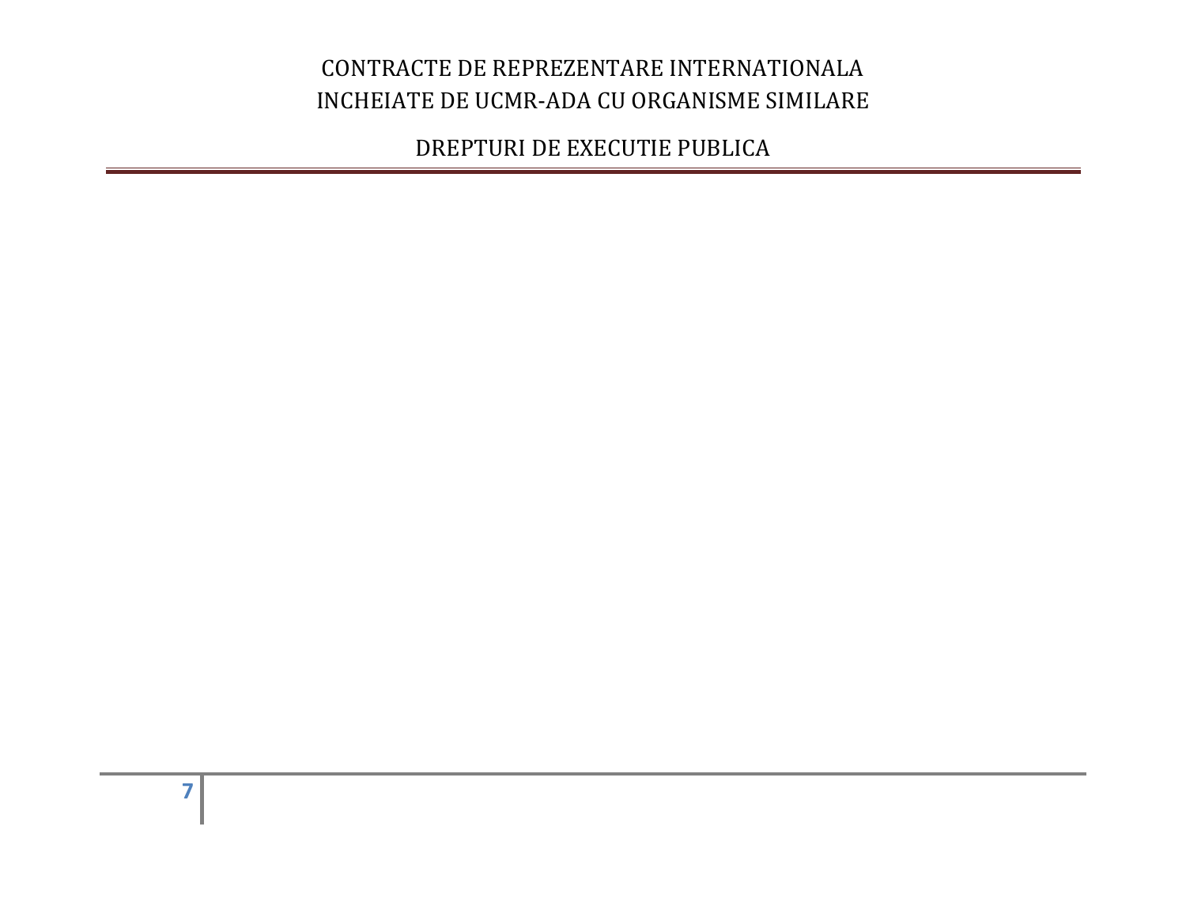# CONTRACTE DE REPREZENTARE INTERNATIONALA INCHEIATE DE UCMR-ADA CU ORGANISME SIMILARE

## DREPTURI DE EXECUTIE PUBLICA